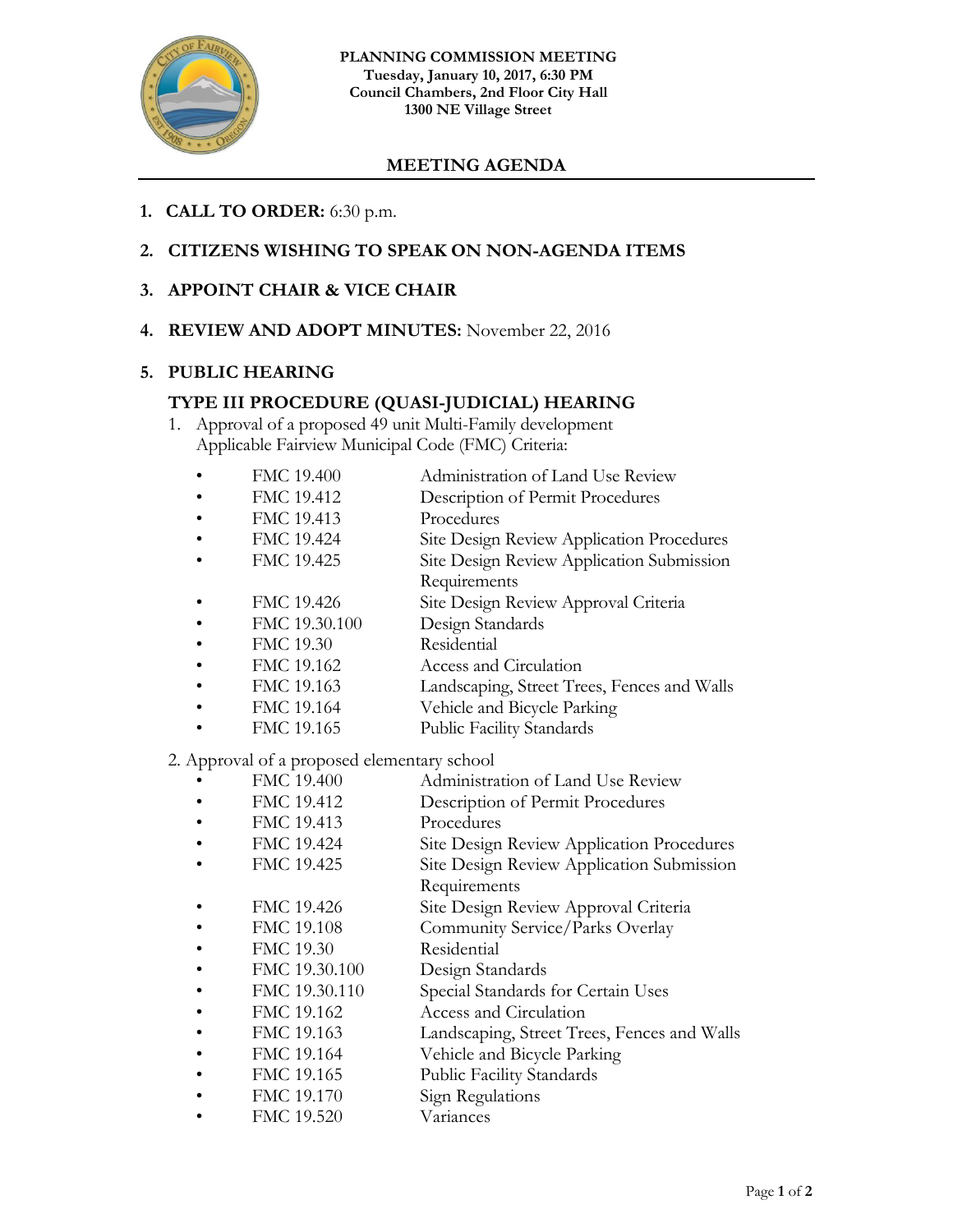**PLANNING COMMISSION MEETING**
**Tuesday, January 10, 2017, 6:30 PM**
**Council Chambers, 2nd Floor City Hall**
**1300 NE Village Street**

## MEETING AGENDA

1. **CALL TO ORDER:** 6:30 p.m.

2. **CITIZENS WISHING TO SPEAK ON NON-AGENDA ITEMS**

3. **APPOINT CHAIR & VICE CHAIR**

4. **REVIEW AND ADOPT MINUTES:** November 22, 2016

5. **PUBLIC HEARING**

### TYPE III PROCEDURE (QUASI-JUDICIAL) HEARING

1. Approval of a proposed 49 unit Multi-Family development
   Applicable Fairview Municipal Code (FMC) Criteria:

   - FMC 19.400 Administration of Land Use Review
   - FMC 19.412 Description of Permit Procedures
   - FMC 19.413 Procedures
   - FMC 19.424 Site Design Review Application Procedures
   - FMC 19.425 Site Design Review Application Submission Requirements
   - FMC 19.426 Site Design Review Approval Criteria
   - FMC 19.30.100 Design Standards
   - FMC 19.30 Residential
   - FMC 19.162 Access and Circulation
   - FMC 19.163 Landscaping, Street Trees, Fences and Walls
   - FMC 19.164 Vehicle and Bicycle Parking
   - FMC 19.165 Public Facility Standards

2. Approval of a proposed elementary school

   - FMC 19.400 Administration of Land Use Review
   - FMC 19.412 Description of Permit Procedures
   - FMC 19.413 Procedures
   - FMC 19.424 Site Design Review Application Procedures
   - FMC 19.425 Site Design Review Application Submission Requirements
   - FMC 19.426 Site Design Review Approval Criteria
   - FMC 19.108 Community Service/Parks Overlay
   - FMC 19.30 Residential
   - FMC 19.30.100 Design Standards
   - FMC 19.30.110 Special Standards for Certain Uses
   - FMC 19.162 Access and Circulation
   - FMC 19.163 Landscaping, Street Trees, Fences and Walls
   - FMC 19.164 Vehicle and Bicycle Parking
   - FMC 19.165 Public Facility Standards
   - FMC 19.170 Sign Regulations
   - FMC 19.520 Variances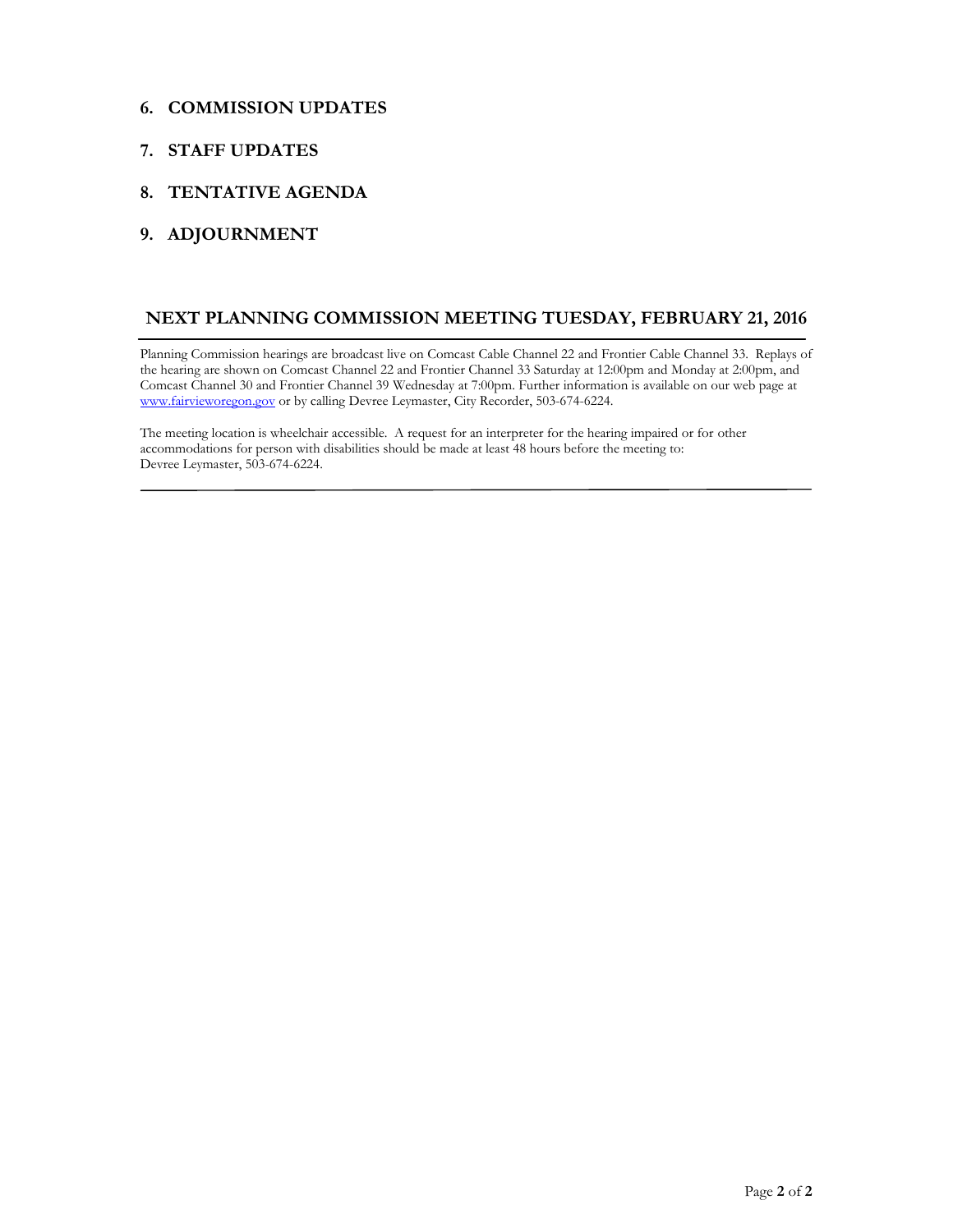6. **COMMISSION UPDATES**

7. **STAFF UPDATES**

8. **TENTATIVE AGENDA**

9. **ADJOURNMENT**

## NEXT PLANNING COMMISSION MEETING TUESDAY, FEBRUARY 21, 2016

Planning Commission hearings are broadcast live on Comcast Cable Channel 22 and Frontier Cable Channel 33. Replays of the hearing are shown on Comcast Channel 22 and Frontier Channel 33 Saturday at 12:00pm and Monday at 2:00pm, and Comcast Channel 30 and Frontier Channel 39 Wednesday at 7:00pm. Further information is available on our web page at [www.fairvieworegon.gov](http://www.fairvieworegon.gov) or by calling Devree Leymaster, City Recorder, 503-674-6224.

The meeting location is wheelchair accessible. A request for an interpreter for the hearing impaired or for other accommodations for person with disabilities should be made at least 48 hours before the meeting to: Devree Leymaster, 503-674-6224.